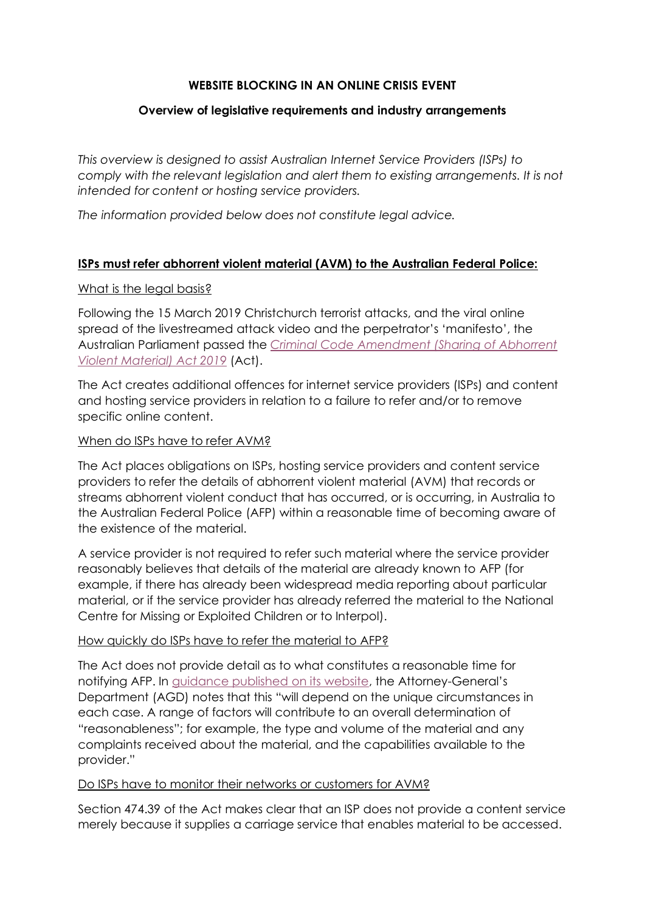# WEBSITE BLOCKING IN AN ONLINE CRISIS EVENT

## Overview of legislative requirements and industry arrangements

*This overview is designed to assist Australian Internet Service Providers (ISPs) to comply with the relevant legislation and alert them to existing arrangements. It is not intended for content or hosting service providers.*

*The information provided below does not constitute legal advice.*

## ISPs must refer abhorrent violent material (AVM) to the Australian Federal Police:

### What is the legal basis?

Following the 15 March 2019 Christchurch terrorist attacks, and the viral online spread of the livestreamed attack video and the perpetrator's 'manifesto', the Australian Parliament passed the *Criminal Code Amendment (Sharing of Abhorrent Violent Material) Act 2019* (Act).

The Act creates additional offences for internet service providers (ISPs) and content and hosting service providers in relation to a failure to refer and/or to remove specific online content.

### When do ISPs have to refer AVM?

The Act places obligations on ISPs, hosting service providers and content service providers to refer the details of abhorrent violent material (AVM) that records or streams abhorrent violent conduct that has occurred, or is occurring, in Australia to the Australian Federal Police (AFP) within a reasonable time of becoming aware of the existence of the material.

A service provider is not required to refer such material where the service provider reasonably believes that details of the material are already known to AFP (for example, if there has already been widespread media reporting about particular material, or if the service provider has already referred the material to the National Centre for Missing or Exploited Children or to Interpol).

### How quickly do ISPs have to refer the material to AFP?

The Act does not provide detail as to what constitutes a reasonable time for notifying AFP. In guidance published on its website, the Attorney-General's Department (AGD) notes that this "will depend on the unique circumstances in each case. A range of factors will contribute to an overall determination of "reasonableness"; for example, the type and volume of the material and any complaints received about the material, and the capabilities available to the provider."

### Do ISPs have to monitor their networks or customers for AVM?

Section 474.39 of the Act makes clear that an ISP does not provide a content service merely because it supplies a carriage service that enables material to be accessed.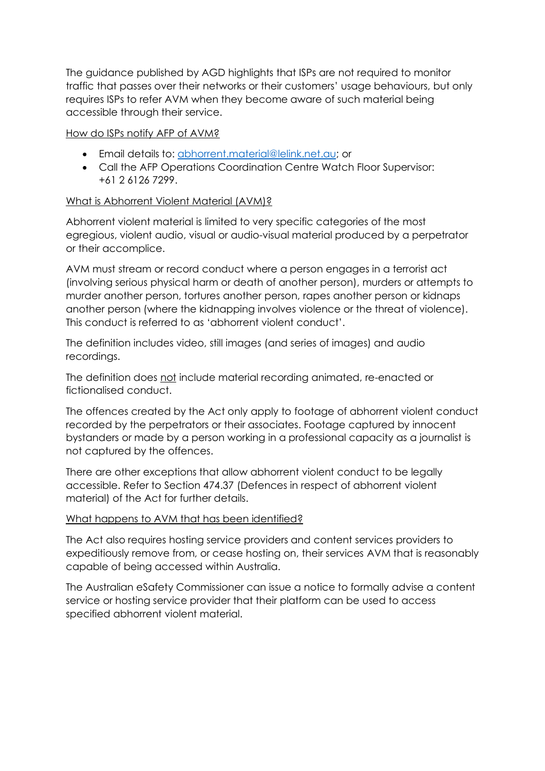The guidance published by AGD highlights that ISPs are not required to monitor traffic that passes over their networks or their customers' usage behaviours, but only requires ISPs to refer AVM when they become aware of such material being accessible through their service.

<u>How do ISPs notify AFP of AVM?</u>

- Email details to: [abhorrent.material@lelink.net.au](mailto:abhorrent.material@lelink.net.au); or
- Call the AFP Operations Coordination Centre Watch Floor Supervisor: +61 2 6126 7299.

<u>What is Abhorrent Violent Material (AVM)?</u>

Abhorrent violent material is limited to very specific categories of the most egregious, violent audio, visual or audio-visual material produced by a perpetrator or their accomplice.

AVM must stream or record conduct where a person engages in a terrorist act (involving serious physical harm or death of another person), murders or attempts to murder another person, tortures another person, rapes another person or kidnaps another person (where the kidnapping involves violence or the threat of violence). This conduct is referred to as 'abhorrent violent conduct'.

The definition includes video, still images (and series of images) and audio recordings.

The definition does <u>not</u> include material recording animated, re-enacted or fictionalised conduct.

The offences created by the Act only apply to footage of abhorrent violent conduct recorded by the perpetrators or their associates. Footage captured by innocent bystanders or made by a person working in a professional capacity as a journalist is not captured by the offences.

There are other exceptions that allow abhorrent violent conduct to be legally accessible. Refer to Section 474.37 (Defences in respect of abhorrent violent material) of the Act for further details.

<u>What happens to AVM that has been identified?</u>

The Act also requires hosting service providers and content services providers to expeditiously remove from, or cease hosting on, their services AVM that is reasonably capable of being accessed within Australia.

The Australian eSafety Commissioner can issue a notice to formally advise a content service or hosting service provider that their platform can be used to access specified abhorrent violent material.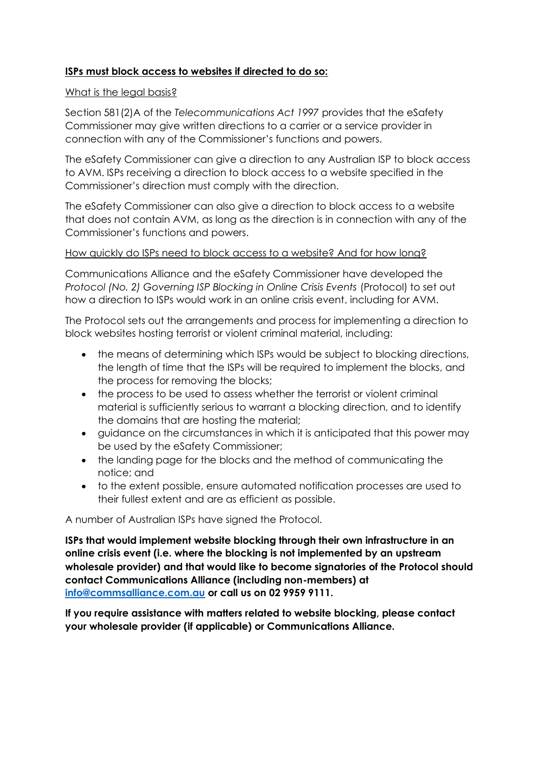**<u>ISPs must block access to websites if directed to do so:</u>**

<u>What is the legal basis?</u>

Section 581(2)A of the *Telecommunications Act 1997* provides that the eSafety Commissioner may give written directions to a carrier or a service provider in connection with any of the Commissioner's functions and powers.

The eSafety Commissioner can give a direction to any Australian ISP to block access to AVM. ISPs receiving a direction to block access to a website specified in the Commissioner's direction must comply with the direction.

The eSafety Commissioner can also give a direction to block access to a website that does not contain AVM, as long as the direction is in connection with any of the Commissioner's functions and powers.

<u>How quickly do ISPs need to block access to a website? And for how long?</u>

Communications Alliance and the eSafety Commissioner have developed the *Protocol (No. 2) Governing ISP Blocking in Online Crisis Events* (Protocol) to set out how a direction to ISPs would work in an online crisis event, including for AVM.

The Protocol sets out the arrangements and process for implementing a direction to block websites hosting terrorist or violent criminal material, including:

- the means of determining which ISPs would be subject to blocking directions, the length of time that the ISPs will be required to implement the blocks, and the process for removing the blocks;
- the process to be used to assess whether the terrorist or violent criminal material is sufficiently serious to warrant a blocking direction, and to identify the domains that are hosting the material;
- guidance on the circumstances in which it is anticipated that this power may be used by the eSafety Commissioner;
- the landing page for the blocks and the method of communicating the notice; and
- to the extent possible, ensure automated notification processes are used to their fullest extent and are as efficient as possible.

A number of Australian ISPs have signed the Protocol.

**ISPs that would implement website blocking through their own infrastructure in an online crisis event (i.e. where the blocking is not implemented by an upstream wholesale provider) and that would like to become signatories of the Protocol should contact Communications Alliance (including non-members) at [info@commsalliance.com.au](mailto:info@commsalliance.com.au) or call us on 02 9959 9111.**

**If you require assistance with matters related to website blocking, please contact your wholesale provider (if applicable) or Communications Alliance.**